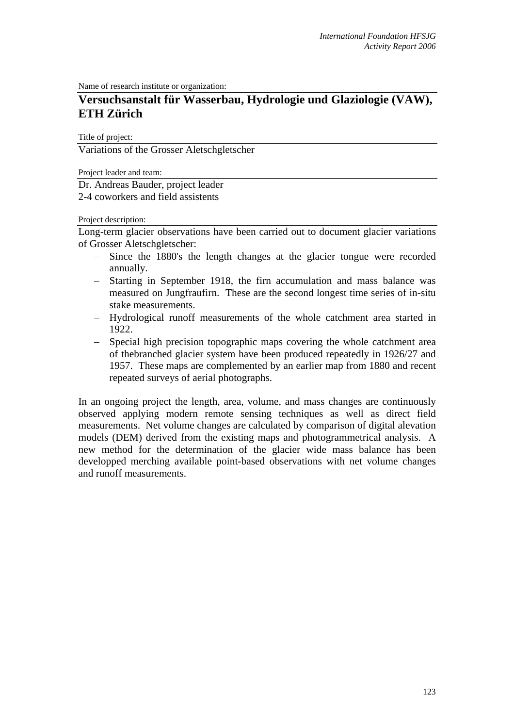Name of research institute or organization:

## Versuchsanstalt für Wasserbau, Hydrologie und Glaziologie (VAW), ETH Zürich

Title of project:

Variations of the Grosser Aletschgletscher

Project leader and team:

Dr. Andreas Bauder, project leader
2-4 coworkers and field assistents

Project description:

Long-term glacier observations have been carried out to document glacier variations of Grosser Aletschgletscher:

- Since the 1880's the length changes at the glacier tongue were recorded annually.
- Starting in September 1918, the firn accumulation and mass balance was measured on Jungfraufirn. These are the second longest time series of in-situ stake measurements.
- Hydrological runoff measurements of the whole catchment area started in 1922.
- Special high precision topographic maps covering the whole catchment area of thebranched glacier system have been produced repeatedly in 1926/27 and 1957. These maps are complemented by an earlier map from 1880 and recent repeated surveys of aerial photographs.

In an ongoing project the length, area, volume, and mass changes are continuously observed applying modern remote sensing techniques as well as direct field measurements. Net volume changes are calculated by comparison of digital alevation models (DEM) derived from the existing maps and photogrammetrical analysis. A new method for the determination of the glacier wide mass balance has been developped merching available point-based observations with net volume changes and runoff measurements.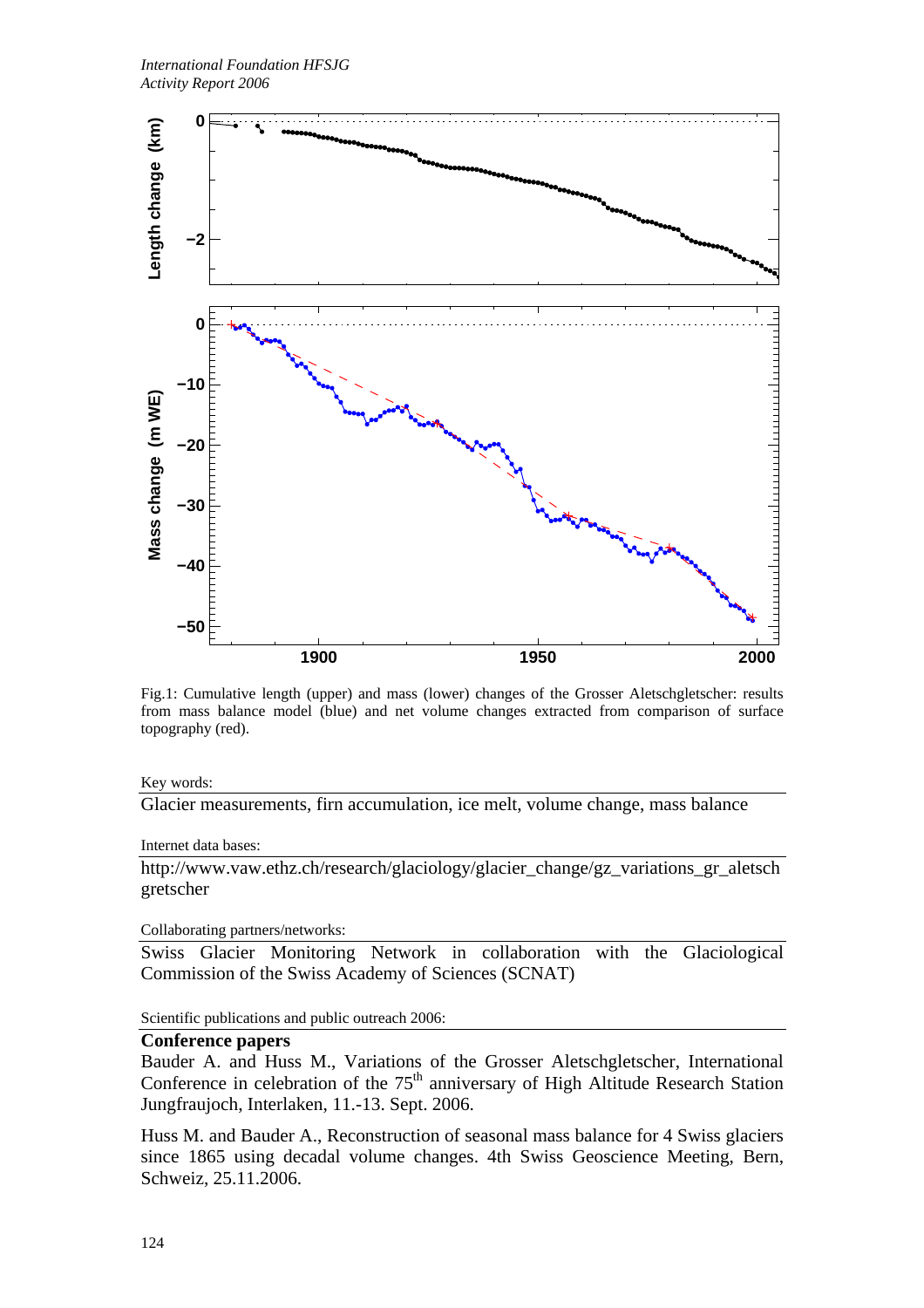Fig.1: Cumulative length (upper) and mass (lower) changes of the Grosser Aletschgletscher: results from mass balance model (blue) and net volume changes extracted from comparison of surface topography (red).

Key words:

Glacier measurements, firn accumulation, ice melt, volume change, mass balance

Internet data bases:

http://www.vaw.ethz.ch/research/glaciology/glacier_change/gz_variations_gr_aletschgretscher

Collaborating partners/networks:

Swiss Glacier Monitoring Network in collaboration with the Glaciological Commission of the Swiss Academy of Sciences (SCNAT)

Scientific publications and public outreach 2006:

**Conference papers**

Bauder A. and Huss M., Variations of the Grosser Aletschgletscher, International Conference in celebration of the 75th anniversary of High Altitude Research Station Jungfraujoch, Interlaken, 11.-13. Sept. 2006.

Huss M. and Bauder A., Reconstruction of seasonal mass balance for 4 Swiss glaciers since 1865 using decadal volume changes. 4th Swiss Geoscience Meeting, Bern, Schweiz, 25.11.2006.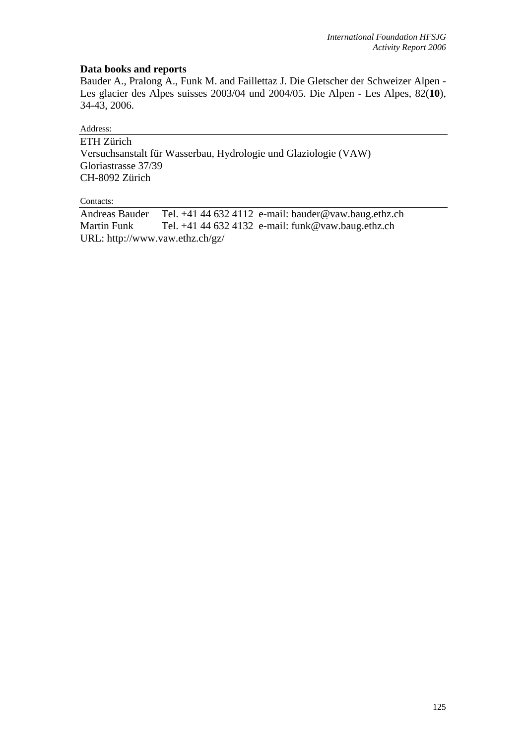### Data books and reports

Bauder A., Pralong A., Funk M. and Faillettaz J. Die Gletscher der Schweizer Alpen - Les glacier des Alpes suisses 2003/04 und 2004/05. Die Alpen - Les Alpes, 82(**10**), 34-43, 2006.

Address:

ETH Zürich
Versuchsanstalt für Wasserbau, Hydrologie und Glaziologie (VAW)
Gloriastrasse 37/39
CH-8092 Zürich

Contacts:

Andreas Bauder Tel. +41 44 632 4112 e-mail: bauder@vaw.baug.ethz.ch
Martin Funk Tel. +41 44 632 4132 e-mail: funk@vaw.baug.ethz.ch
URL: http://www.vaw.ethz.ch/gz/